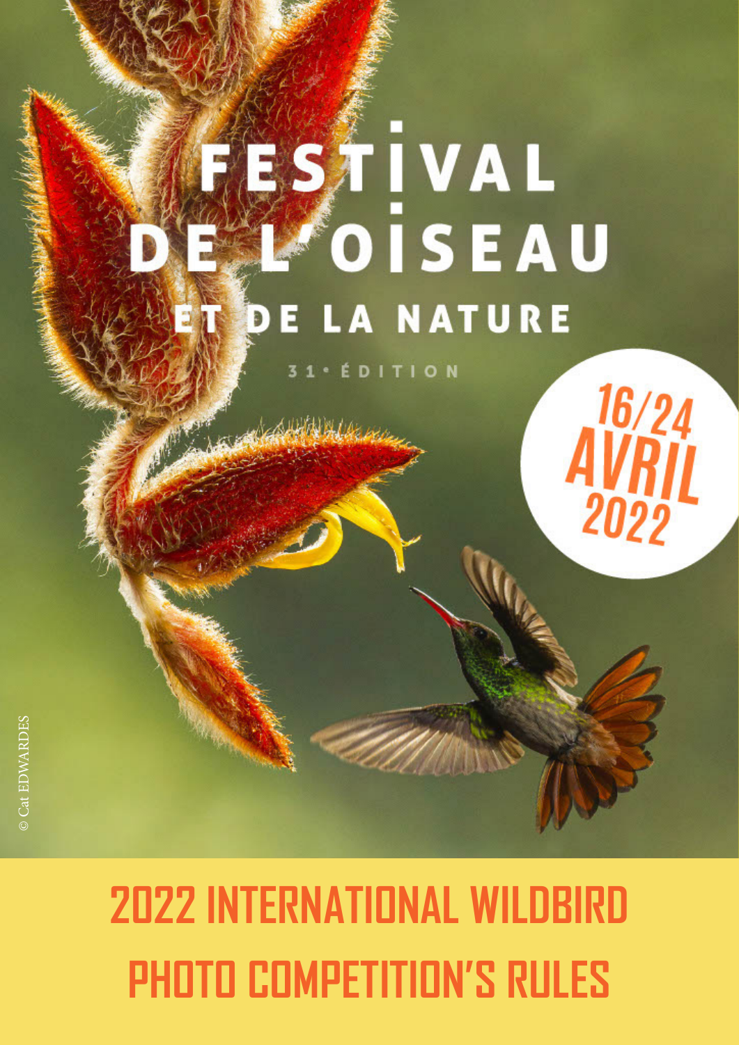# FESTIVAL DE L'OISEAU ET DE LA NATURE

31 • ÉDITION

16/24 AVRIL 2022

© Cat EDWARDES

# 2022 INTERNATIONAL WILDBIRD PHOTO COMPETITION'S RULES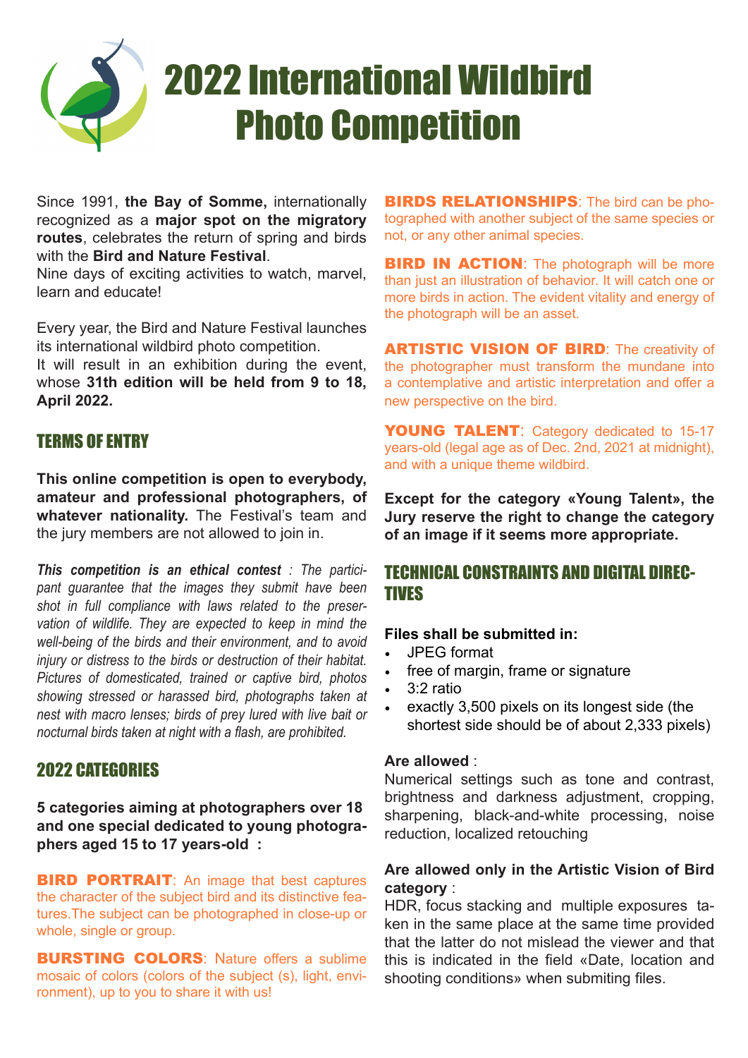# 2022 International Wildbird Photo Competition

Since 1991, **the Bay of Somme,** internationally recognized as a **major spot on the migratory routes**, celebrates the return of spring and birds with the **Bird and Nature Festival**.
Nine days of exciting activities to watch, marvel, learn and educate!

Every year, the Bird and Nature Festival launches its international wildbird photo competition.
It will result in an exhibition during the event, whose **31th edition will be held from 9 to 18, April 2022.**

## TERMS OF ENTRY

**This online competition is open to everybody, amateur and professional photographers, of whatever nationality.** The Festival's team and the jury members are not allowed to join in.

***This competition is an ethical contest*** *: The participant guarantee that the images they submit have been shot in full compliance with laws related to the preservation of wildlife. They are expected to keep in mind the well-being of the birds and their environment, and to avoid injury or distress to the birds or destruction of their habitat. Pictures of domesticated, trained or captive bird, photos showing stressed or harassed bird, photographs taken at nest with macro lenses; birds of prey lured with live bait or nocturnal birds taken at night with a flash, are prohibited.*

## 2022 CATEGORIES

**5 categories aiming at photographers over 18 and one special dedicated to young photographers aged 15 to 17 years-old :**

**BIRD PORTRAIT**: An image that best captures the character of the subject bird and its distinctive features.The subject can be photographed in close-up or whole, single or group.

**BURSTING COLORS**: Nature offers a sublime mosaic of colors (colors of the subject (s), light, environment), up to you to share it with us!

**BIRDS RELATIONSHIPS**: The bird can be photographed with another subject of the same species or not, or any other animal species.

**BIRD IN ACTION**: The photograph will be more than just an illustration of behavior. It will catch one or more birds in action. The evident vitality and energy of the photograph will be an asset.

**ARTISTIC VISION OF BIRD**: The creativity of the photographer must transform the mundane into a contemplative and artistic interpretation and offer a new perspective on the bird.

**YOUNG TALENT**: Category dedicated to 15-17 years-old (legal age as of Dec. 2nd, 2021 at midnight), and with a unique theme wildbird.

**Except for the category «Young Talent», the Jury reserve the right to change the category of an image if it seems more appropriate.**

## TECHNICAL CONSTRAINTS AND DIGITAL DIRECTIVES

**Files shall be submitted in:**

- JPEG format
- free of margin, frame or signature
- 3:2 ratio
- exactly 3,500 pixels on its longest side (the shortest side should be of about 2,333 pixels)

**Are allowed** :
Numerical settings such as tone and contrast, brightness and darkness adjustment, cropping, sharpening, black-and-white processing, noise reduction, localized retouching

**Are allowed only in the Artistic Vision of Bird category** :
HDR, focus stacking and multiple exposures taken in the same place at the same time provided that the latter do not mislead the viewer and that this is indicated in the field «Date, location and shooting conditions» when submiting files.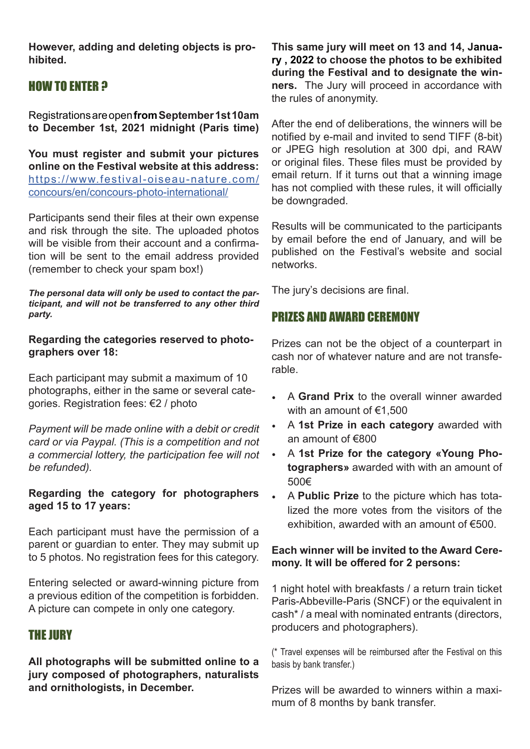**However, adding and deleting objects is prohibited.**

## HOW TO ENTER ?

Registrations are open **from September 1st 10am to December 1st, 2021 midnight (Paris time)**

**You must register and submit your pictures online on the Festival website at this address:** https://www.festival-oiseau-nature.com/concours/en/concours-photo-international/

Participants send their files at their own expense and risk through the site. The uploaded photos will be visible from their account and a confirmation will be sent to the email address provided (remember to check your spam box!)

***The personal data will only be used to contact the participant, and will not be transferred to any other third party.***

**Regarding the categories reserved to photographers over 18:**

Each participant may submit a maximum of 10 photographs, either in the same or several categories. Registration fees: €2 / photo

*Payment will be made online with a debit or credit card or via Paypal. (This is a competition and not a commercial lottery, the participation fee will not be refunded).*

**Regarding the category for photographers aged 15 to 17 years:**

Each participant must have the permission of a parent or guardian to enter. They may submit up to 5 photos. No registration fees for this category.

Entering selected or award-winning picture from a previous edition of the competition is forbidden. A picture can compete in only one category.

## THE JURY

**All photographs will be submitted online to a jury composed of photographers, naturalists and ornithologists, in December.**

**This same jury will meet on 13 and 14, January , 2022 to choose the photos to be exhibited during the Festival and to designate the winners.** The Jury will proceed in accordance with the rules of anonymity.

After the end of deliberations, the winners will be notified by e-mail and invited to send TIFF (8-bit) or JPEG high resolution at 300 dpi, and RAW or original files. These files must be provided by email return. If it turns out that a winning image has not complied with these rules, it will officially be downgraded.

Results will be communicated to the participants by email before the end of January, and will be published on the Festival's website and social networks.

The jury's decisions are final.

## PRIZES AND AWARD CEREMONY

Prizes can not be the object of a counterpart in cash nor of whatever nature and are not transferable.

- A **Grand Prix** to the overall winner awarded with an amount of €1,500
- A **1st Prize in each category** awarded with an amount of €800
- A **1st Prize for the category «Young Photographers»** awarded with with an amount of 500€
- A **Public Prize** to the picture which has totalized the more votes from the visitors of the exhibition, awarded with an amount of €500.

**Each winner will be invited to the Award Ceremony. It will be offered for 2 persons:**

1 night hotel with breakfasts / a return train ticket Paris-Abbeville-Paris (SNCF) or the equivalent in cash* / a meal with nominated entrants (directors, producers and photographers).

(* Travel expenses will be reimbursed after the Festival on this basis by bank transfer.)

Prizes will be awarded to winners within a maximum of 8 months by bank transfer.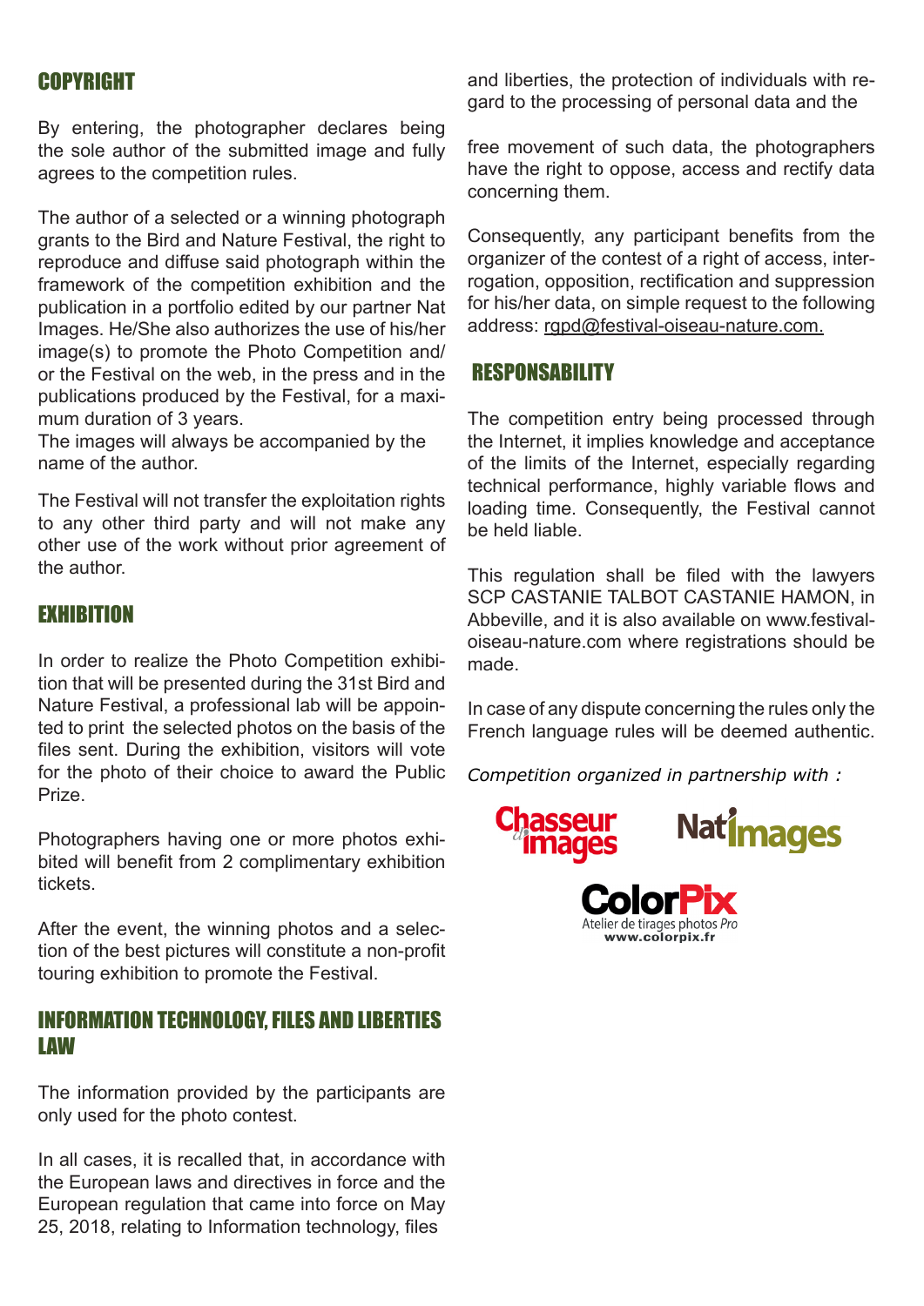## COPYRIGHT

By entering, the photographer declares being the sole author of the submitted image and fully agrees to the competition rules.

The author of a selected or a winning photograph grants to the Bird and Nature Festival, the right to reproduce and diffuse said photograph within the framework of the competition exhibition and the publication in a portfolio edited by our partner Nat Images. He/She also authorizes the use of his/her image(s) to promote the Photo Competition and/or the Festival on the web, in the press and in the publications produced by the Festival, for a maximum duration of 3 years.
The images will always be accompanied by the name of the author.

The Festival will not transfer the exploitation rights to any other third party and will not make any other use of the work without prior agreement of the author.

## EXHIBITION

In order to realize the Photo Competition exhibition that will be presented during the 31st Bird and Nature Festival, a professional lab will be appointed to print the selected photos on the basis of the files sent. During the exhibition, visitors will vote for the photo of their choice to award the Public Prize.

Photographers having one or more photos exhibited will benefit from 2 complimentary exhibition tickets.

After the event, the winning photos and a selection of the best pictures will constitute a non-profit touring exhibition to promote the Festival.

## INFORMATION TECHNOLOGY, FILES AND LIBERTIES LAW

The information provided by the participants are only used for the photo contest.

In all cases, it is recalled that, in accordance with the European laws and directives in force and the European regulation that came into force on May 25, 2018, relating to Information technology, files and liberties, the protection of individuals with regard to the processing of personal data and the

free movement of such data, the photographers have the right to oppose, access and rectify data concerning them.

Consequently, any participant benefits from the organizer of the contest of a right of access, interrogation, opposition, rectification and suppression for his/her data, on simple request to the following address: rgpd@festival-oiseau-nature.com.

## RESPONSABILITY

The competition entry being processed through the Internet, it implies knowledge and acceptance of the limits of the Internet, especially regarding technical performance, highly variable flows and loading time. Consequently, the Festival cannot be held liable.

This regulation shall be filed with the lawyers SCP CASTANIE TALBOT CASTANIE HAMON, in Abbeville, and it is also available on www.festival-oiseau-nature.com where registrations should be made.

In case of any dispute concerning the rules only the French language rules will be deemed authentic.

*Competition organized in partnership with :*

Chasseur d'images

Nat'Images

ColorPix
Atelier de tirages photos Pro
www.colorpix.fr